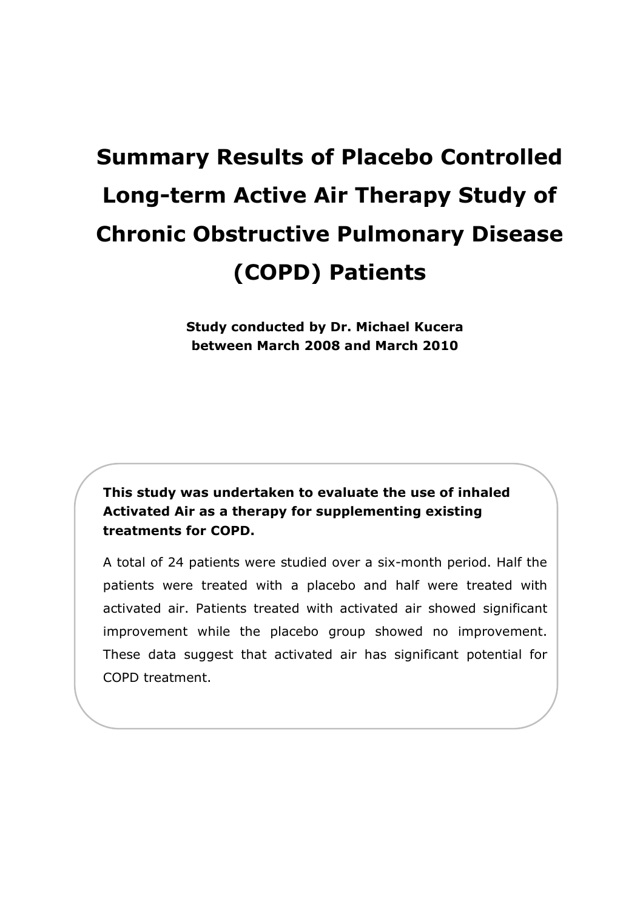# Summary Results of Placebo Controlled Long-term Active Air Therapy Study of Chronic Obstructive Pulmonary Disease (COPD) Patients

**Study conducted by Dr. Michael Kucera between March 2008 and March 2010**

**This study was undertaken to evaluate the use of inhaled Activated Air as a therapy for supplementing existing treatments for COPD.**

A total of 24 patients were studied over a six-month period. Half the patients were treated with a placebo and half were treated with activated air. Patients treated with activated air showed significant improvement while the placebo group showed no improvement. These data suggest that activated air has significant potential for COPD treatment.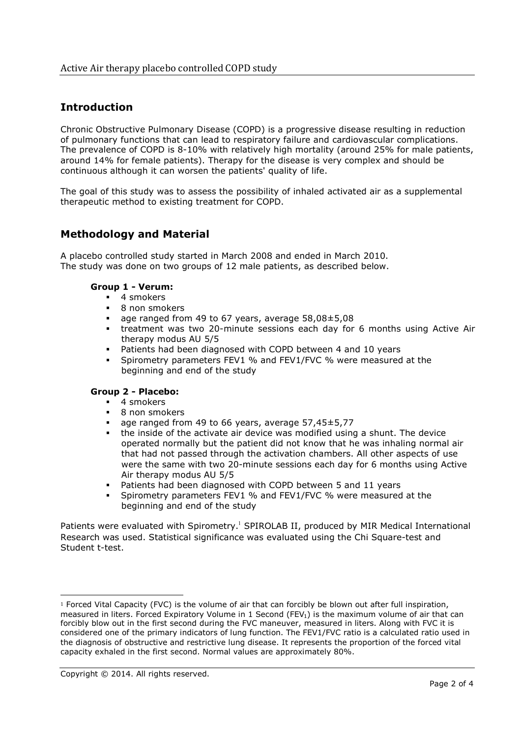## Introduction

Chronic Obstructive Pulmonary Disease (COPD) is a progressive disease resulting in reduction of pulmonary functions that can lead to respiratory failure and cardiovascular complications. The prevalence of COPD is 8-10% with relatively high mortality (around 25% for male patients, around 14% for female patients). Therapy for the disease is very complex and should be continuous although it can worsen the patients' quality of life.

The goal of this study was to assess the possibility of inhaled activated air as a supplemental therapeutic method to existing treatment for COPD.

## Methodology and Material

A placebo controlled study started in March 2008 and ended in March 2010.
The study was done on two groups of 12 male patients, as described below.

**Group 1 - Verum:**

- 4 smokers
- 8 non smokers
- age ranged from 49 to 67 years, average 58,08±5,08
- treatment was two 20-minute sessions each day for 6 months using Active Air therapy modus AU 5/5
- Patients had been diagnosed with COPD between 4 and 10 years
- Spirometry parameters FEV1 % and FEV1/FVC % were measured at the beginning and end of the study

**Group 2 - Placebo:**

- 4 smokers
- 8 non smokers
- age ranged from 49 to 66 years, average 57,45±5,77
- the inside of the activate air device was modified using a shunt. The device operated normally but the patient did not know that he was inhaling normal air that had not passed through the activation chambers. All other aspects of use were the same with two 20-minute sessions each day for 6 months using Active Air therapy modus AU 5/5
- Patients had been diagnosed with COPD between 5 and 11 years
- Spirometry parameters FEV1 % and FEV1/FVC % were measured at the beginning and end of the study

Patients were evaluated with Spirometry.[1] SPIROLAB II, produced by MIR Medical International Research was used. Statistical significance was evaluated using the Chi Square-test and Student t-test.

---

[1] Forced Vital Capacity (FVC) is the volume of air that can forcibly be blown out after full inspiration, measured in liters. Forced Expiratory Volume in 1 Second ($FEV_1$) is the maximum volume of air that can forcibly blow out in the first second during the FVC maneuver, measured in liters. Along with FVC it is considered one of the primary indicators of lung function. The FEV1/FVC ratio is a calculated ratio used in the diagnosis of obstructive and restrictive lung disease. It represents the proportion of the forced vital capacity exhaled in the first second. Normal values are approximately 80%.

Copyright © 2014. All rights reserved.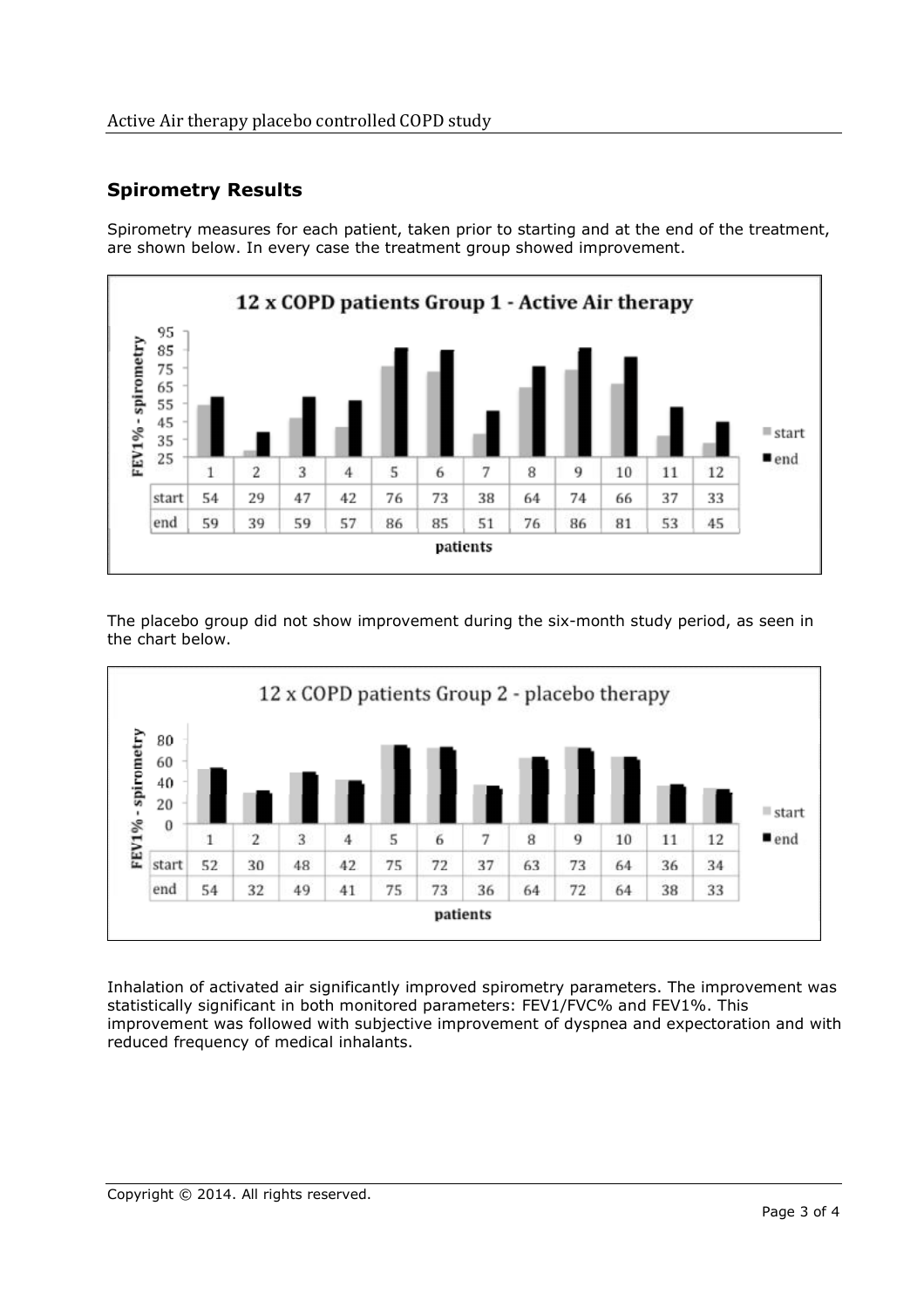## Spirometry Results

Spirometry measures for each patient, taken prior to starting and at the end of the treatment, are shown below. In every case the treatment group showed improvement.

**12 x COPD patients Group 1 - Active Air therapy**

| patients | 1 | 2 | 3 | 4 | 5 | 6 | 7 | 8 | 9 | 10 | 11 | 12 |
|---|---|---|---|---|---|---|---|---|---|---|---|---|
| start | 54 | 29 | 47 | 42 | 76 | 73 | 38 | 64 | 74 | 66 | 37 | 33 |
| end | 59 | 39 | 59 | 57 | 86 | 85 | 51 | 76 | 86 | 81 | 53 | 45 |

The placebo group did not show improvement during the six-month study period, as seen in the chart below.

**12 x COPD patients Group 2 - placebo therapy**

| patients | 1 | 2 | 3 | 4 | 5 | 6 | 7 | 8 | 9 | 10 | 11 | 12 |
|---|---|---|---|---|---|---|---|---|---|---|---|---|
| start | 52 | 30 | 48 | 42 | 75 | 72 | 37 | 63 | 73 | 64 | 36 | 34 |
| end | 54 | 32 | 49 | 41 | 75 | 73 | 36 | 64 | 72 | 64 | 38 | 33 |

Inhalation of activated air significantly improved spirometry parameters. The improvement was statistically significant in both monitored parameters: FEV1/FVC% and FEV1%. This improvement was followed with subjective improvement of dyspnea and expectoration and with reduced frequency of medical inhalants.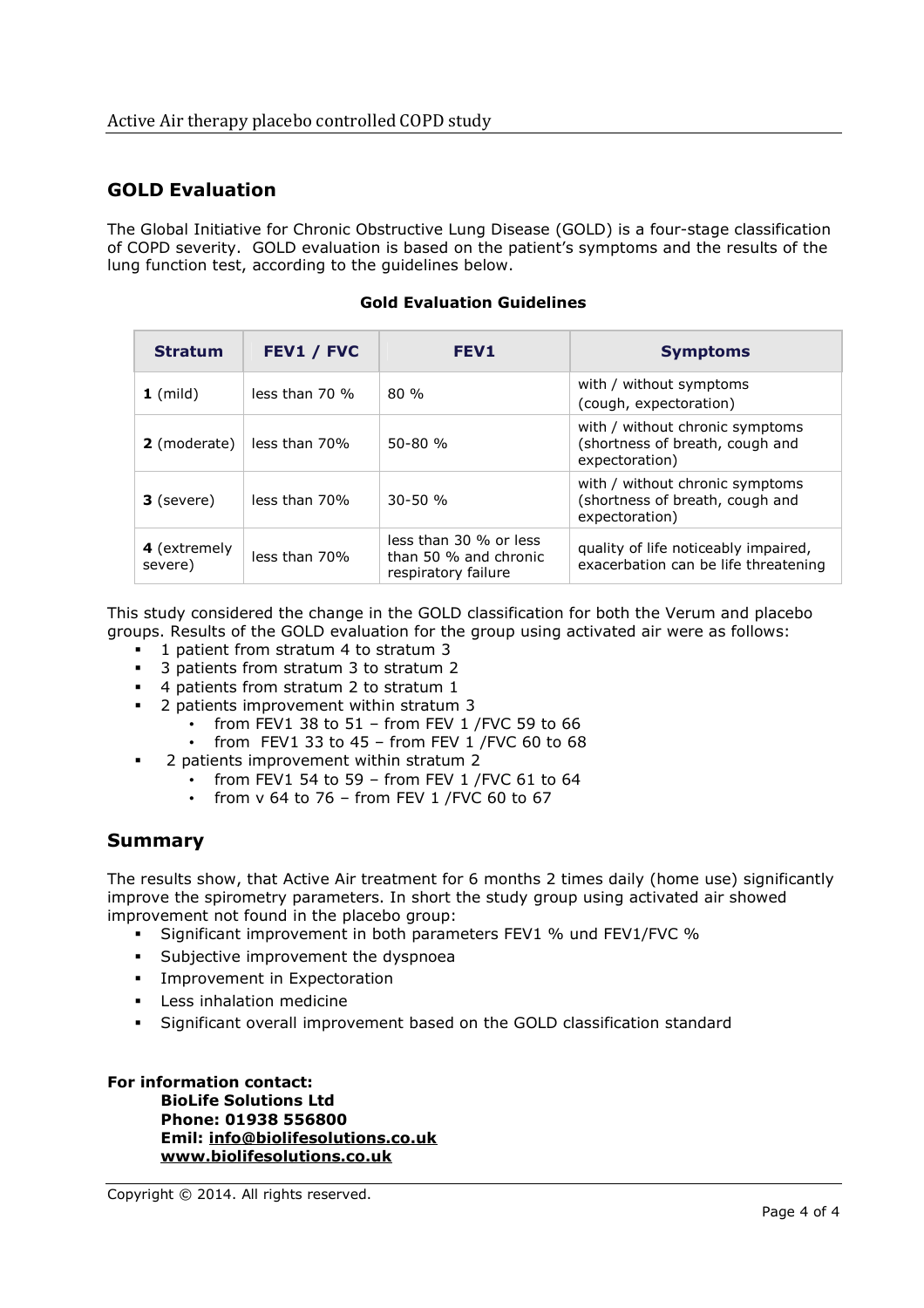## GOLD Evaluation

The Global Initiative for Chronic Obstructive Lung Disease (GOLD) is a four-stage classification of COPD severity. GOLD evaluation is based on the patient's symptoms and the results of the lung function test, according to the guidelines below.

**Gold Evaluation Guidelines**

| Stratum | FEV1 / FVC | FEV1 | Symptoms |
|---|---|---|---|
| **1** (mild) | less than 70 % | 80 % | with / without symptoms (cough, expectoration) |
| **2** (moderate) | less than 70% | 50-80 % | with / without chronic symptoms (shortness of breath, cough and expectoration) |
| **3** (severe) | less than 70% | 30-50 % | with / without chronic symptoms (shortness of breath, cough and expectoration) |
| **4** (extremely severe) | less than 70% | less than 30 % or less than 50 % and chronic respiratory failure | quality of life noticeably impaired, exacerbation can be life threatening |

This study considered the change in the GOLD classification for both the Verum and placebo groups. Results of the GOLD evaluation for the group using activated air were as follows:

- 1 patient from stratum 4 to stratum 3
- 3 patients from stratum 3 to stratum 2
- 4 patients from stratum 2 to stratum 1
- 2 patients improvement within stratum 3
  - from FEV1 38 to 51 – from FEV 1 /FVC 59 to 66
  - from FEV1 33 to 45 – from FEV 1 /FVC 60 to 68
- 2 patients improvement within stratum 2
  - from FEV1 54 to 59 – from FEV 1 /FVC 61 to 64
  - from v 64 to 76 – from FEV 1 /FVC 60 to 67

## Summary

The results show, that Active Air treatment for 6 months 2 times daily (home use) significantly improve the spirometry parameters. In short the study group using activated air showed improvement not found in the placebo group:

- Significant improvement in both parameters FEV1 % und FEV1/FVC %
- Subjective improvement the dyspnoea
- Improvement in Expectoration
- Less inhalation medicine
- Significant overall improvement based on the GOLD classification standard

**For information contact:**
**BioLife Solutions Ltd**
**Phone: 01938 556800**
**Emil: info@biolifesolutions.co.uk**
**www.biolifesolutions.co.uk**

Copyright © 2014. All rights reserved.